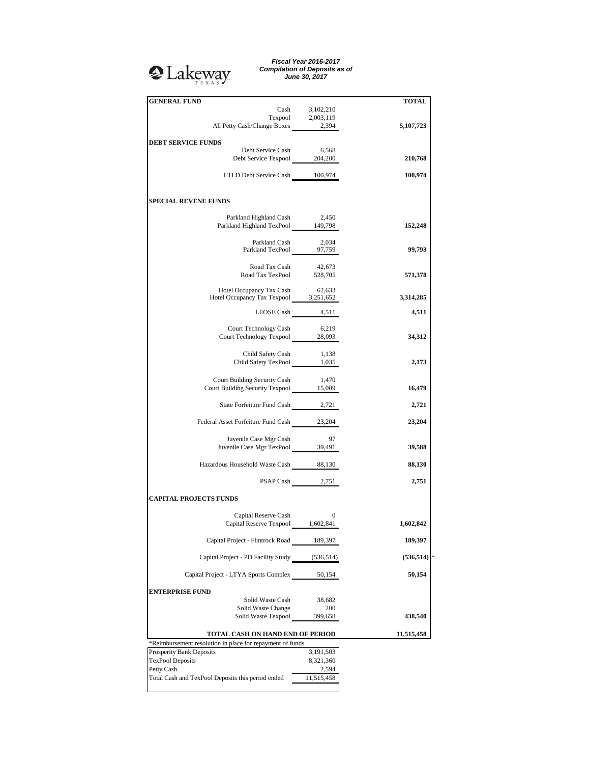Lakeway TEXAS

***Fiscal Year 2016-2017***
***Compilation of Deposits as of***
***June 30, 2017***

| | | TOTAL |
|---|---|---|
| **GENERAL FUND** | | |
| Cash | 3,102,210 | |
| Texpool | 2,003,119 | |
| All Petty Cash/Change Boxes | 2,394 | **5,107,723** |
| **DEBT SERVICE FUNDS** | | |
| Debt Service Cash | 6,568 | |
| Debt Service Texpool | 204,200 | **210,768** |
| LTLD Debt Service Cash | 100,974 | **100,974** |
| **SPECIAL REVENE FUNDS** | | |
| Parkland Highland Cash | 2,450 | |
| Parkland Highland TexPool | 149,798 | **152,248** |
| Parkland Cash | 2,034 | |
| Parkland TexPool | 97,759 | **99,793** |
| Road Tax Cash | 42,673 | |
| Road Tax TexPool | 528,705 | **571,378** |
| Hotel Occupancy Tax Cash | 62,633 | |
| Hotel Occupancy Tax Texpool | 3,251,652 | **3,314,285** |
| LEOSE Cash | 4,511 | **4,511** |
| Court Technology Cash | 6,219 | |
| Court Technology Texpool | 28,093 | **34,312** |
| Child Safety Cash | 1,138 | |
| Child Safety TexPool | 1,035 | **2,173** |
| Court Building Security Cash | 1,470 | |
| Court Building Security Texpool | 15,009 | **16,479** |
| State Forfeiture Fund Cash | 2,721 | **2,721** |
| Federal Asset Forfeiture Fund Cash | 23,204 | **23,204** |
| Juvenile Case Mgr Cash | 97 | |
| Juvenile Case Mgr TexPool | 39,491 | **39,588** |
| Hazardous Household Waste Cash | 88,130 | **88,130** |
| PSAP Cash | 2,751 | **2,751** |
| **CAPITAL PROJECTS FUNDS** | | |
| Capital Reserve Cash | 0 | |
| Capital Reserve Texpool | 1,602,841 | **1,602,842** |
| Capital Project - Flintrock Road | 189,397 | **189,397** |
| Capital Project - PD Facility Study | (536,514) | **(536,514)** * |
| Capital Project - LTYA Sports Complex | 50,154 | **50,154** |
| **ENTERPRISE FUND** | | |
| Solid Waste Cash | 38,682 | |
| Solid Waste Change | 200 | |
| Solid Waste Texpool | 399,658 | **438,540** |
| **TOTAL CASH ON HAND END OF PERIOD** | | **11,515,458** |

*Reimbursement resolution in place for repayment of funds

| | |
|---|---|
| Prosperity Bank Deposits | 3,191,503 |
| TexPool Deposits | 8,321,360 |
| Petty Cash | 2,594 |
| Total Cash and TexPool Deposits this period ended | 11,515,458 |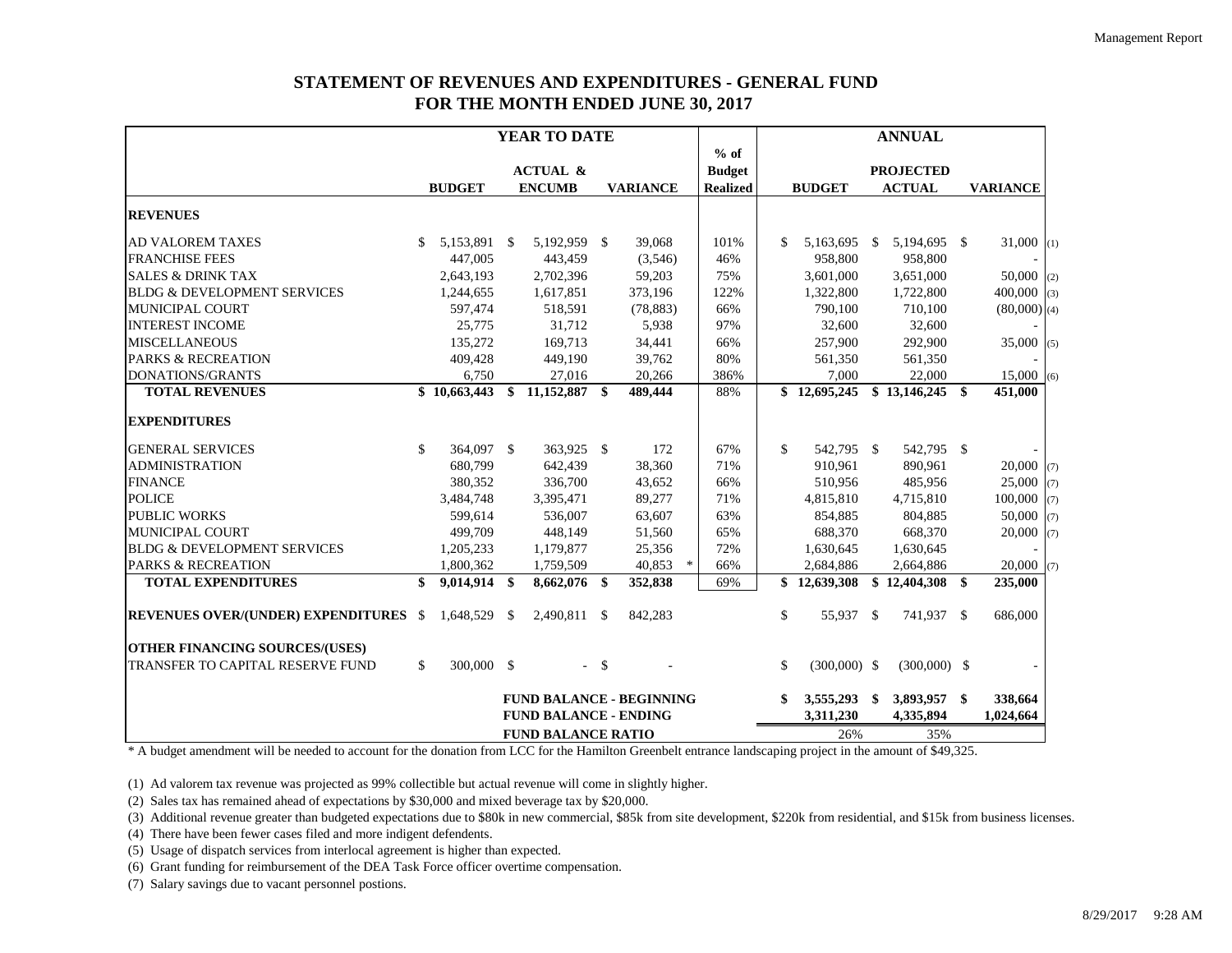# STATEMENT OF REVENUES AND EXPENDITURES - GENERAL FUND
## FOR THE MONTH ENDED JUNE 30, 2017

| | YEAR TO DATE | | | % of Budget Realized | ANNUAL | | | |
|---|---|---|---|---|---|---|---|---|
| | BUDGET | ACTUAL & ENCUMB | VARIANCE | | BUDGET | PROJECTED ACTUAL | VARIANCE | |
| **REVENUES** | | | | | | | | |
| AD VALOREM TAXES | $ 5,153,891 | $ 5,192,959 | $ 39,068 | 101% | $ 5,163,695 | $ 5,194,695 | $ 31,000 | (1) |
| FRANCHISE FEES | 447,005 | 443,459 | (3,546) | 46% | 958,800 | 958,800 | - | |
| SALES & DRINK TAX | 2,643,193 | 2,702,396 | 59,203 | 75% | 3,601,000 | 3,651,000 | 50,000 | (2) |
| BLDG & DEVELOPMENT SERVICES | 1,244,655 | 1,617,851 | 373,196 | 122% | 1,322,800 | 1,722,800 | 400,000 | (3) |
| MUNICIPAL COURT | 597,474 | 518,591 | (78,883) | 66% | 790,100 | 710,100 | (80,000) | (4) |
| INTEREST INCOME | 25,775 | 31,712 | 5,938 | 97% | 32,600 | 32,600 | - | |
| MISCELLANEOUS | 135,272 | 169,713 | 34,441 | 66% | 257,900 | 292,900 | 35,000 | (5) |
| PARKS & RECREATION | 409,428 | 449,190 | 39,762 | 80% | 561,350 | 561,350 | - | |
| DONATIONS/GRANTS | 6,750 | 27,016 | 20,266 | 386% | 7,000 | 22,000 | 15,000 | (6) |
| **TOTAL REVENUES** | **$ 10,663,443** | **$ 11,152,887** | **$ 489,444** | 88% | **$ 12,695,245** | **$ 13,146,245** | **$ 451,000** | |
| **EXPENDITURES** | | | | | | | | |
| GENERAL SERVICES | $ 364,097 | $ 363,925 | $ 172 | 67% | $ 542,795 | $ 542,795 | $ - | |
| ADMINISTRATION | 680,799 | 642,439 | 38,360 | 71% | 910,961 | 890,961 | 20,000 | (7) |
| FINANCE | 380,352 | 336,700 | 43,652 | 66% | 510,956 | 485,956 | 25,000 | (7) |
| POLICE | 3,484,748 | 3,395,471 | 89,277 | 71% | 4,815,810 | 4,715,810 | 100,000 | (7) |
| PUBLIC WORKS | 599,614 | 536,007 | 63,607 | 63% | 854,885 | 804,885 | 50,000 | (7) |
| MUNICIPAL COURT | 499,709 | 448,149 | 51,560 | 65% | 688,370 | 668,370 | 20,000 | (7) |
| BLDG & DEVELOPMENT SERVICES | 1,205,233 | 1,179,877 | 25,356 | 72% | 1,630,645 | 1,630,645 | - | |
| PARKS & RECREATION | 1,800,362 | 1,759,509 | 40,853 * | 66% | 2,684,886 | 2,664,886 | 20,000 | (7) |
| **TOTAL EXPENDITURES** | **$ 9,014,914** | **$ 8,662,076** | **$ 352,838** | 69% | **$ 12,639,308** | **$ 12,404,308** | **$ 235,000** | |
| **REVENUES OVER/(UNDER) EXPENDITURES** | $ 1,648,529 | $ 2,490,811 | $ 842,283 | | $ 55,937 | $ 741,937 | $ 686,000 | |
| **OTHER FINANCING SOURCES/(USES)** | | | | | | | | |
| TRANSFER TO CAPITAL RESERVE FUND | $ 300,000 | $ - | $ - | | $ (300,000) | $ (300,000) | $ - | |
| | | **FUND BALANCE - BEGINNING** | | | **$ 3,555,293** | **$ 3,893,957** | **$ 338,664** | |
| | | **FUND BALANCE - ENDING** | | | **3,311,230** | **4,335,894** | **1,024,664** | |
| | | **FUND BALANCE RATIO** | | | 26% | 35% | | |

\* A budget amendment will be needed to account for the donation from LCC for the Hamilton Greenbelt entrance landscaping project in the amount of $49,325.

(1) Ad valorem tax revenue was projected as 99% collectible but actual revenue will come in slightly higher.

(2) Sales tax has remained ahead of expectations by $30,000 and mixed beverage tax by $20,000.

(3) Additional revenue greater than budgeted expectations due to $80k in new commercial, $85k from site development, $220k from residential, and $15k from business licenses.

(4) There have been fewer cases filed and more indigent defendents.

(5) Usage of dispatch services from interlocal agreement is higher than expected.

(6) Grant funding for reimbursement of the DEA Task Force officer overtime compensation.

(7) Salary savings due to vacant personnel postions.